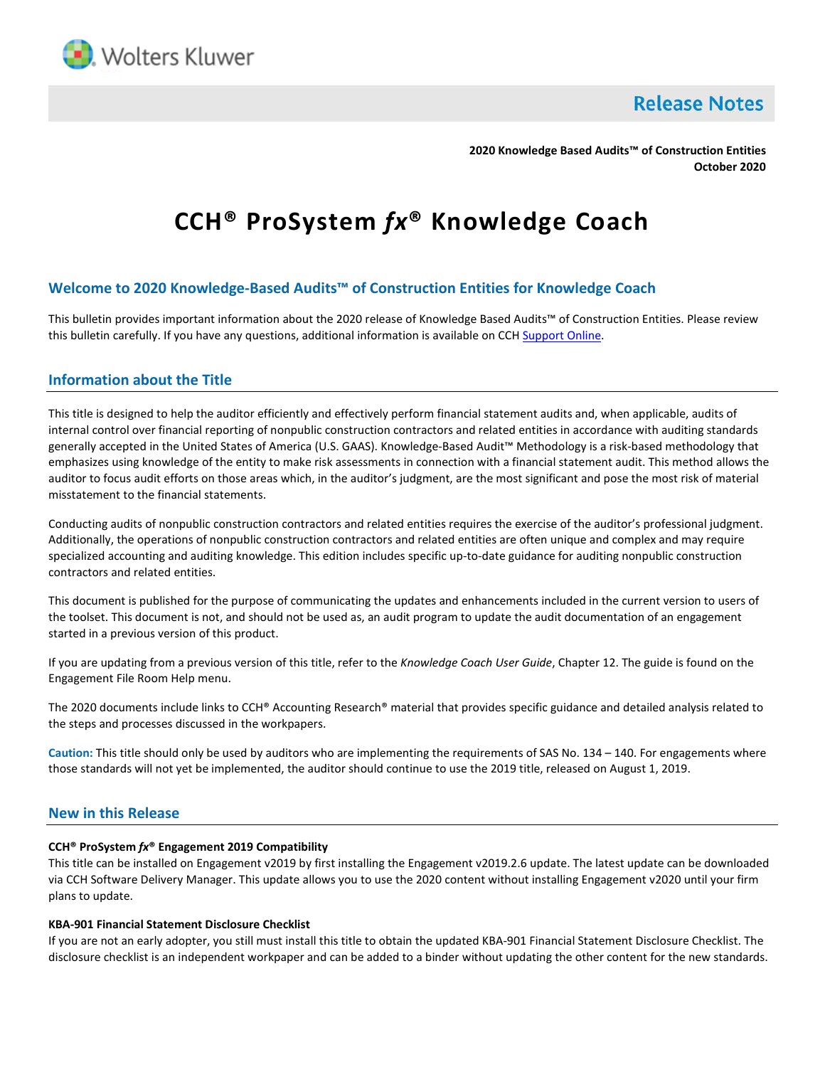Wolters Kluwer

# Release Notes

**2020 Knowledge Based Audits™ of Construction Entities**
**October 2020**

# CCH® ProSystem *fx*® Knowledge Coach

## Welcome to 2020 Knowledge-Based Audits™ of Construction Entities for Knowledge Coach

This bulletin provides important information about the 2020 release of Knowledge Based Audits™ of Construction Entities. Please review this bulletin carefully. If you have any questions, additional information is available on CCH Support Online.

## Information about the Title

This title is designed to help the auditor efficiently and effectively perform financial statement audits and, when applicable, audits of internal control over financial reporting of nonpublic construction contractors and related entities in accordance with auditing standards generally accepted in the United States of America (U.S. GAAS). Knowledge-Based Audit™ Methodology is a risk-based methodology that emphasizes using knowledge of the entity to make risk assessments in connection with a financial statement audit. This method allows the auditor to focus audit efforts on those areas which, in the auditor's judgment, are the most significant and pose the most risk of material misstatement to the financial statements.

Conducting audits of nonpublic construction contractors and related entities requires the exercise of the auditor's professional judgment. Additionally, the operations of nonpublic construction contractors and related entities are often unique and complex and may require specialized accounting and auditing knowledge. This edition includes specific up-to-date guidance for auditing nonpublic construction contractors and related entities.

This document is published for the purpose of communicating the updates and enhancements included in the current version to users of the toolset. This document is not, and should not be used as, an audit program to update the audit documentation of an engagement started in a previous version of this product.

If you are updating from a previous version of this title, refer to the *Knowledge Coach User Guide*, Chapter 12. The guide is found on the Engagement File Room Help menu.

The 2020 documents include links to CCH® Accounting Research® material that provides specific guidance and detailed analysis related to the steps and processes discussed in the workpapers.

**Caution:** This title should only be used by auditors who are implementing the requirements of SAS No. 134 – 140. For engagements where those standards will not yet be implemented, the auditor should continue to use the 2019 title, released on August 1, 2019.

## New in this Release

**CCH® ProSystem *fx*® Engagement 2019 Compatibility**
This title can be installed on Engagement v2019 by first installing the Engagement v2019.2.6 update. The latest update can be downloaded via CCH Software Delivery Manager. This update allows you to use the 2020 content without installing Engagement v2020 until your firm plans to update.

**KBA-901 Financial Statement Disclosure Checklist**
If you are not an early adopter, you still must install this title to obtain the updated KBA-901 Financial Statement Disclosure Checklist. The disclosure checklist is an independent workpaper and can be added to a binder without updating the other content for the new standards.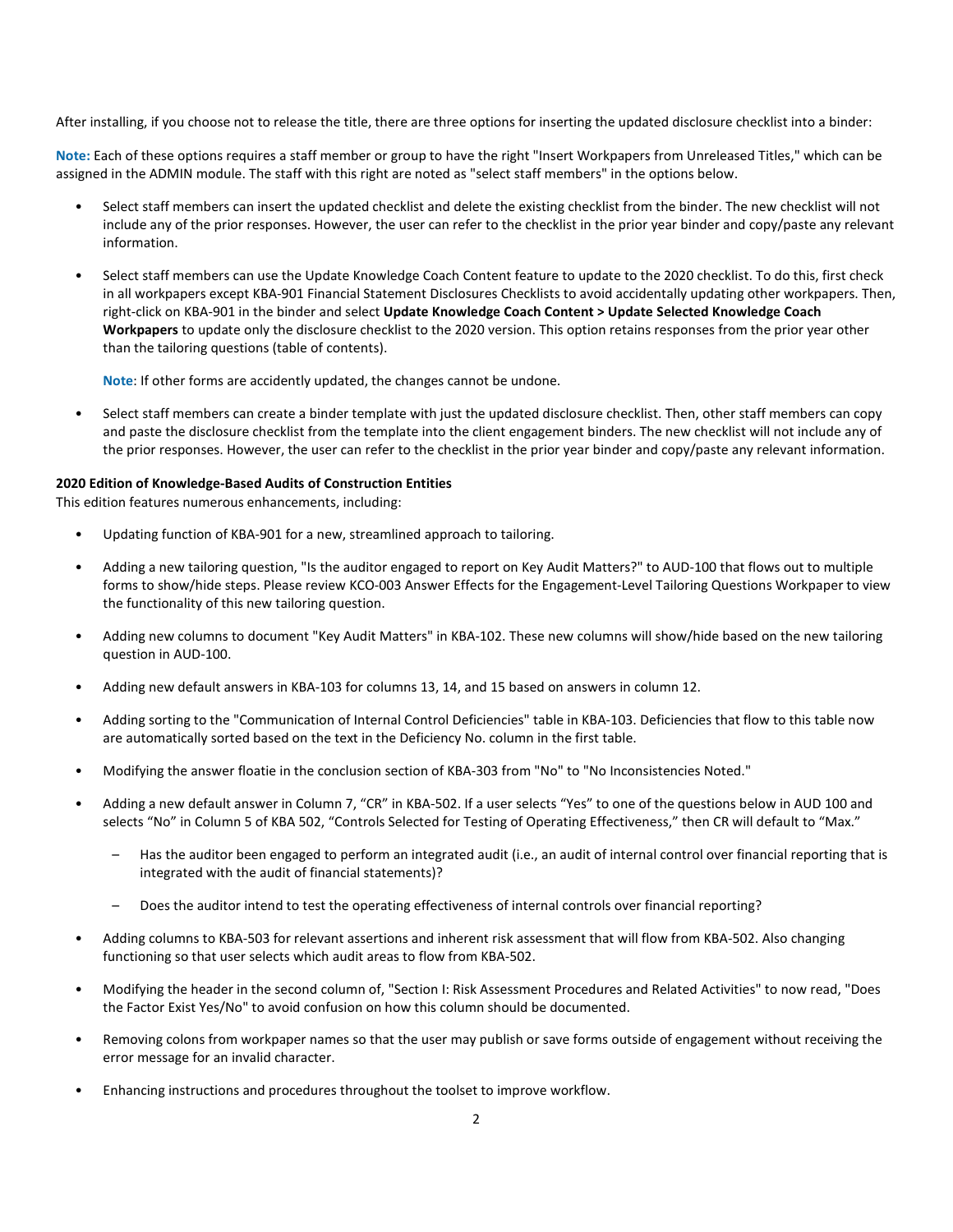After installing, if you choose not to release the title, there are three options for inserting the updated disclosure checklist into a binder:

**Note:** Each of these options requires a staff member or group to have the right "Insert Workpapers from Unreleased Titles," which can be assigned in the ADMIN module. The staff with this right are noted as "select staff members" in the options below.

- Select staff members can insert the updated checklist and delete the existing checklist from the binder. The new checklist will not include any of the prior responses. However, the user can refer to the checklist in the prior year binder and copy/paste any relevant information.
- Select staff members can use the Update Knowledge Coach Content feature to update to the 2020 checklist. To do this, first check in all workpapers except KBA-901 Financial Statement Disclosures Checklists to avoid accidentally updating other workpapers. Then, right-click on KBA-901 in the binder and select **Update Knowledge Coach Content > Update Selected Knowledge Coach Workpapers** to update only the disclosure checklist to the 2020 version. This option retains responses from the prior year other than the tailoring questions (table of contents).

  **Note**: If other forms are accidently updated, the changes cannot be undone.
- Select staff members can create a binder template with just the updated disclosure checklist. Then, other staff members can copy and paste the disclosure checklist from the template into the client engagement binders. The new checklist will not include any of the prior responses. However, the user can refer to the checklist in the prior year binder and copy/paste any relevant information.

**2020 Edition of Knowledge-Based Audits of Construction Entities**

This edition features numerous enhancements, including:

- Updating function of KBA-901 for a new, streamlined approach to tailoring.
- Adding a new tailoring question, "Is the auditor engaged to report on Key Audit Matters?" to AUD-100 that flows out to multiple forms to show/hide steps. Please review KCO-003 Answer Effects for the Engagement-Level Tailoring Questions Workpaper to view the functionality of this new tailoring question.
- Adding new columns to document "Key Audit Matters" in KBA-102. These new columns will show/hide based on the new tailoring question in AUD-100.
- Adding new default answers in KBA-103 for columns 13, 14, and 15 based on answers in column 12.
- Adding sorting to the "Communication of Internal Control Deficiencies" table in KBA-103. Deficiencies that flow to this table now are automatically sorted based on the text in the Deficiency No. column in the first table.
- Modifying the answer floatie in the conclusion section of KBA-303 from "No" to "No Inconsistencies Noted."
- Adding a new default answer in Column 7, "CR" in KBA-502. If a user selects "Yes" to one of the questions below in AUD 100 and selects "No" in Column 5 of KBA 502, "Controls Selected for Testing of Operating Effectiveness," then CR will default to "Max."
  - Has the auditor been engaged to perform an integrated audit (i.e., an audit of internal control over financial reporting that is integrated with the audit of financial statements)?
  - Does the auditor intend to test the operating effectiveness of internal controls over financial reporting?
- Adding columns to KBA-503 for relevant assertions and inherent risk assessment that will flow from KBA-502. Also changing functioning so that user selects which audit areas to flow from KBA-502.
- Modifying the header in the second column of, "Section I: Risk Assessment Procedures and Related Activities" to now read, "Does the Factor Exist Yes/No" to avoid confusion on how this column should be documented.
- Removing colons from workpaper names so that the user may publish or save forms outside of engagement without receiving the error message for an invalid character.
- Enhancing instructions and procedures throughout the toolset to improve workflow.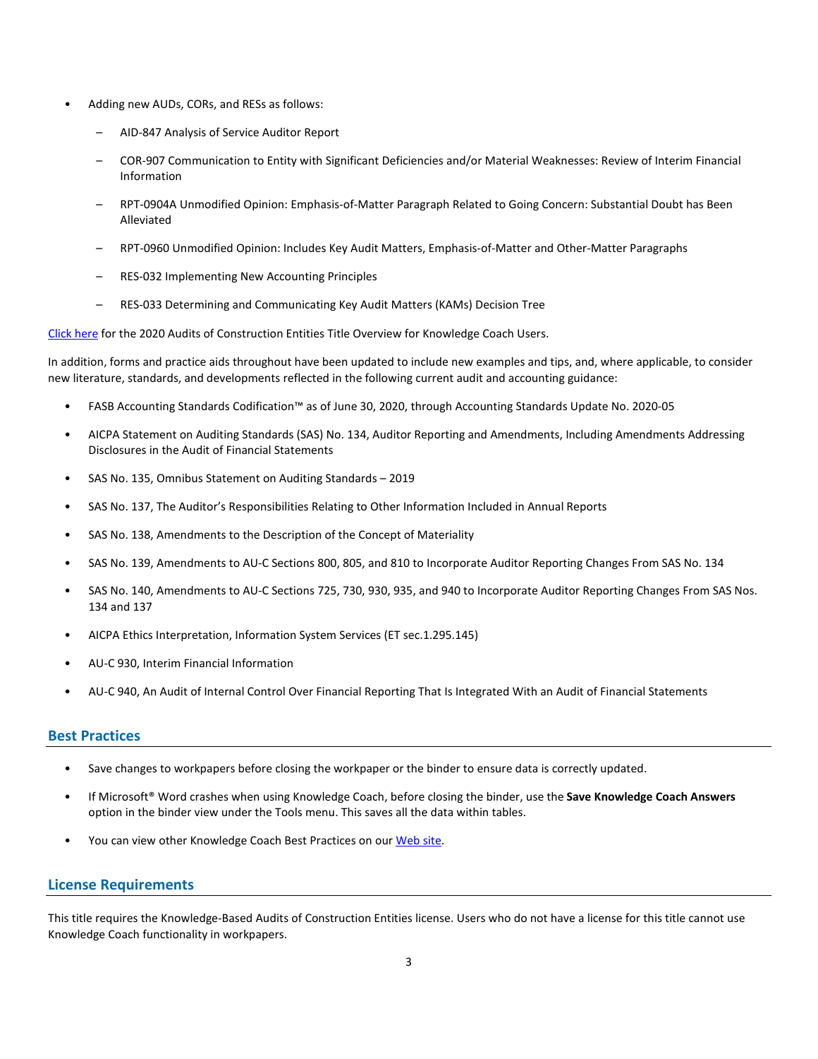- Adding new AUDs, CORs, and RESs as follows:
  - AID-847 Analysis of Service Auditor Report
  - COR-907 Communication to Entity with Significant Deficiencies and/or Material Weaknesses: Review of Interim Financial Information
  - RPT-0904A Unmodified Opinion: Emphasis-of-Matter Paragraph Related to Going Concern: Substantial Doubt has Been Alleviated
  - RPT-0960 Unmodified Opinion: Includes Key Audit Matters, Emphasis-of-Matter and Other-Matter Paragraphs
  - RES-032 Implementing New Accounting Principles
  - RES-033 Determining and Communicating Key Audit Matters (KAMs) Decision Tree

Click here for the 2020 Audits of Construction Entities Title Overview for Knowledge Coach Users.

In addition, forms and practice aids throughout have been updated to include new examples and tips, and, where applicable, to consider new literature, standards, and developments reflected in the following current audit and accounting guidance:

- FASB Accounting Standards Codification™ as of June 30, 2020, through Accounting Standards Update No. 2020-05
- AICPA Statement on Auditing Standards (SAS) No. 134, Auditor Reporting and Amendments, Including Amendments Addressing Disclosures in the Audit of Financial Statements
- SAS No. 135, Omnibus Statement on Auditing Standards – 2019
- SAS No. 137, The Auditor's Responsibilities Relating to Other Information Included in Annual Reports
- SAS No. 138, Amendments to the Description of the Concept of Materiality
- SAS No. 139, Amendments to AU-C Sections 800, 805, and 810 to Incorporate Auditor Reporting Changes From SAS No. 134
- SAS No. 140, Amendments to AU-C Sections 725, 730, 930, 935, and 940 to Incorporate Auditor Reporting Changes From SAS Nos. 134 and 137
- AICPA Ethics Interpretation, Information System Services (ET sec.1.295.145)
- AU-C 930, Interim Financial Information
- AU-C 940, An Audit of Internal Control Over Financial Reporting That Is Integrated With an Audit of Financial Statements

## Best Practices

- Save changes to workpapers before closing the workpaper or the binder to ensure data is correctly updated.
- If Microsoft® Word crashes when using Knowledge Coach, before closing the binder, use the **Save Knowledge Coach Answers** option in the binder view under the Tools menu. This saves all the data within tables.
- You can view other Knowledge Coach Best Practices on our Web site.

## License Requirements

This title requires the Knowledge-Based Audits of Construction Entities license. Users who do not have a license for this title cannot use Knowledge Coach functionality in workpapers.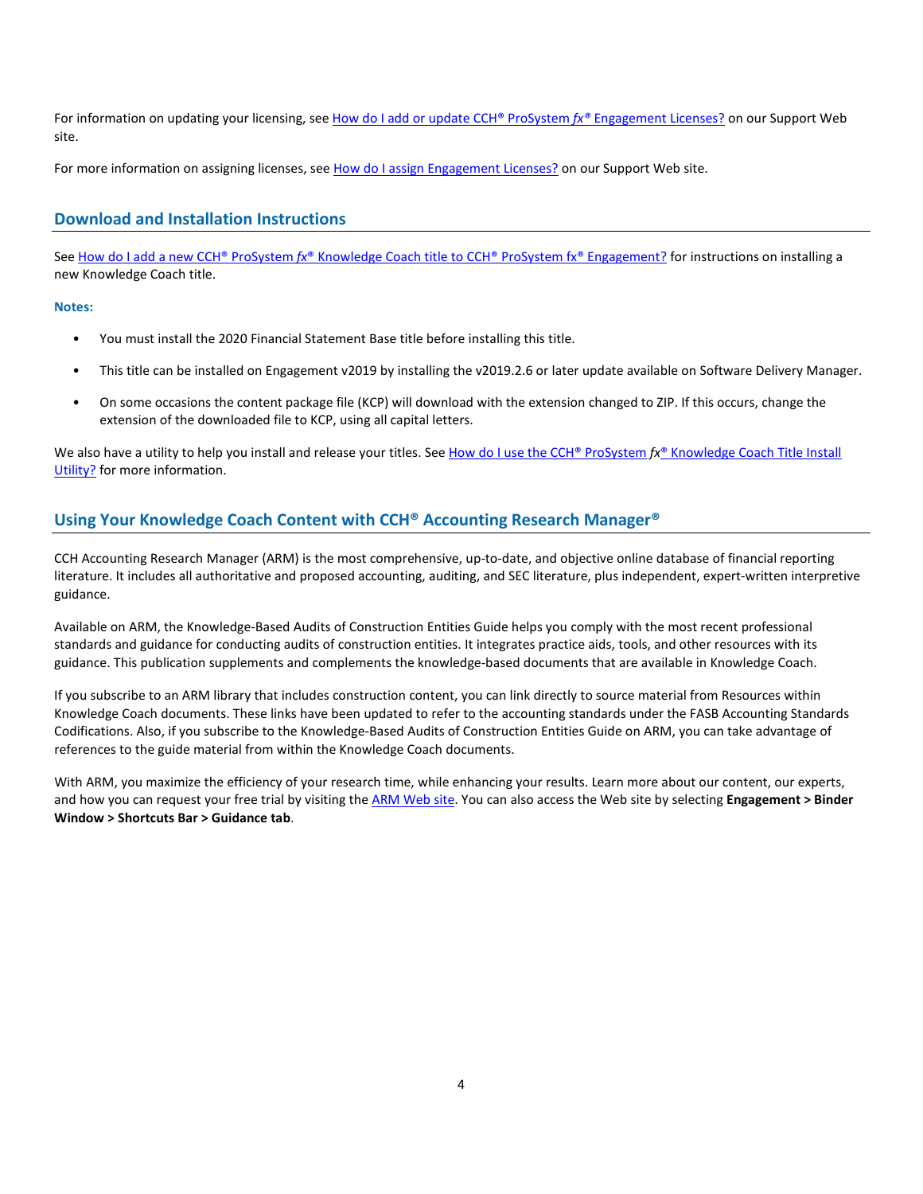For information on updating your licensing, see How do I add or update CCH® ProSystem *fx*® Engagement Licenses? on our Support Web site.

For more information on assigning licenses, see How do I assign Engagement Licenses? on our Support Web site.

## Download and Installation Instructions

See How do I add a new CCH® ProSystem *fx*® Knowledge Coach title to CCH® ProSystem fx® Engagement? for instructions on installing a new Knowledge Coach title.

**Notes:**

- You must install the 2020 Financial Statement Base title before installing this title.
- This title can be installed on Engagement v2019 by installing the v2019.2.6 or later update available on Software Delivery Manager.
- On some occasions the content package file (KCP) will download with the extension changed to ZIP. If this occurs, change the extension of the downloaded file to KCP, using all capital letters.

We also have a utility to help you install and release your titles. See How do I use the CCH® ProSystem *fx*® Knowledge Coach Title Install Utility? for more information.

## Using Your Knowledge Coach Content with CCH® Accounting Research Manager®

CCH Accounting Research Manager (ARM) is the most comprehensive, up-to-date, and objective online database of financial reporting literature. It includes all authoritative and proposed accounting, auditing, and SEC literature, plus independent, expert-written interpretive guidance.

Available on ARM, the Knowledge-Based Audits of Construction Entities Guide helps you comply with the most recent professional standards and guidance for conducting audits of construction entities. It integrates practice aids, tools, and other resources with its guidance. This publication supplements and complements the knowledge-based documents that are available in Knowledge Coach.

If you subscribe to an ARM library that includes construction content, you can link directly to source material from Resources within Knowledge Coach documents. These links have been updated to refer to the accounting standards under the FASB Accounting Standards Codifications. Also, if you subscribe to the Knowledge-Based Audits of Construction Entities Guide on ARM, you can take advantage of references to the guide material from within the Knowledge Coach documents.

With ARM, you maximize the efficiency of your research time, while enhancing your results. Learn more about our content, our experts, and how you can request your free trial by visiting the ARM Web site. You can also access the Web site by selecting **Engagement > Binder Window > Shortcuts Bar > Guidance tab**.